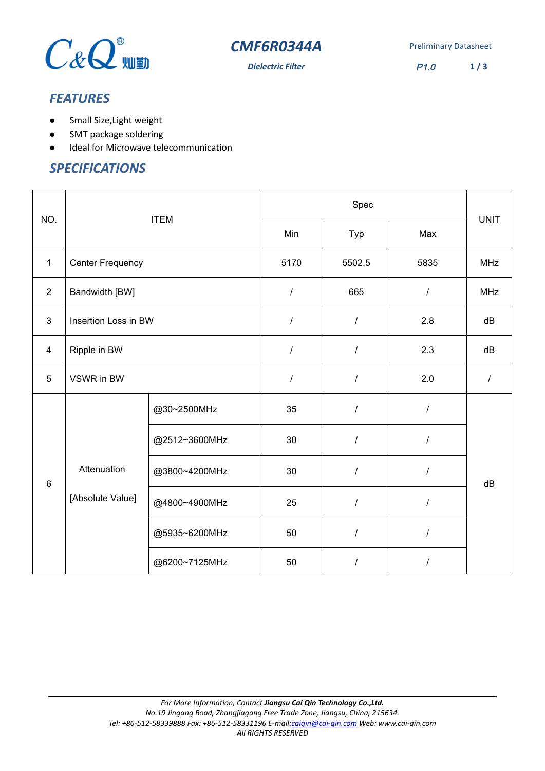# CMF6R0344A

*Dielectric Filter*

Preliminary Datasheet

*P1.0*

## FEATURES

- Small Size,Light weight
- SMT package soldering
- Ideal for Microwave telecommunication

## SPECIFICATIONS

| NO. | ITEM | | Spec | | | UNIT |
|---|---|---|---|---|---|---|
| | | | Min | Typ | Max | |
| 1 | Center Frequency | | 5170 | 5502.5 | 5835 | MHz |
| 2 | Bandwidth [BW] | | / | 665 | / | MHz |
| 3 | Insertion Loss in BW | | / | / | 2.8 | dB |
| 4 | Ripple in BW | | / | / | 2.3 | dB |
| 5 | VSWR in BW | | / | / | 2.0 | / |
| 6 | Attenuation [Absolute Value] | @30~2500MHz | 35 | / | / | dB |
| | | @2512~3600MHz | 30 | / | / | |
| | | @3800~4200MHz | 30 | / | / | |
| | | @4800~4900MHz | 25 | / | / | |
| | | @5935~6200MHz | 50 | / | / | |
| | | @6200~7125MHz | 50 | / | / | |

*For More Information, Contact* ***Jiangsu Cai Qin Technology Co.,Ltd.***
*No.19 Jingang Road, Zhangjiagang Free Trade Zone, Jiangsu, China, 215634.*
*Tel: +86-512-58339888 Fax: +86-512-58331196 E-mail:caiqin@cai-qin.com Web: www.cai-qin.com*
*All RIGHTS RESERVED*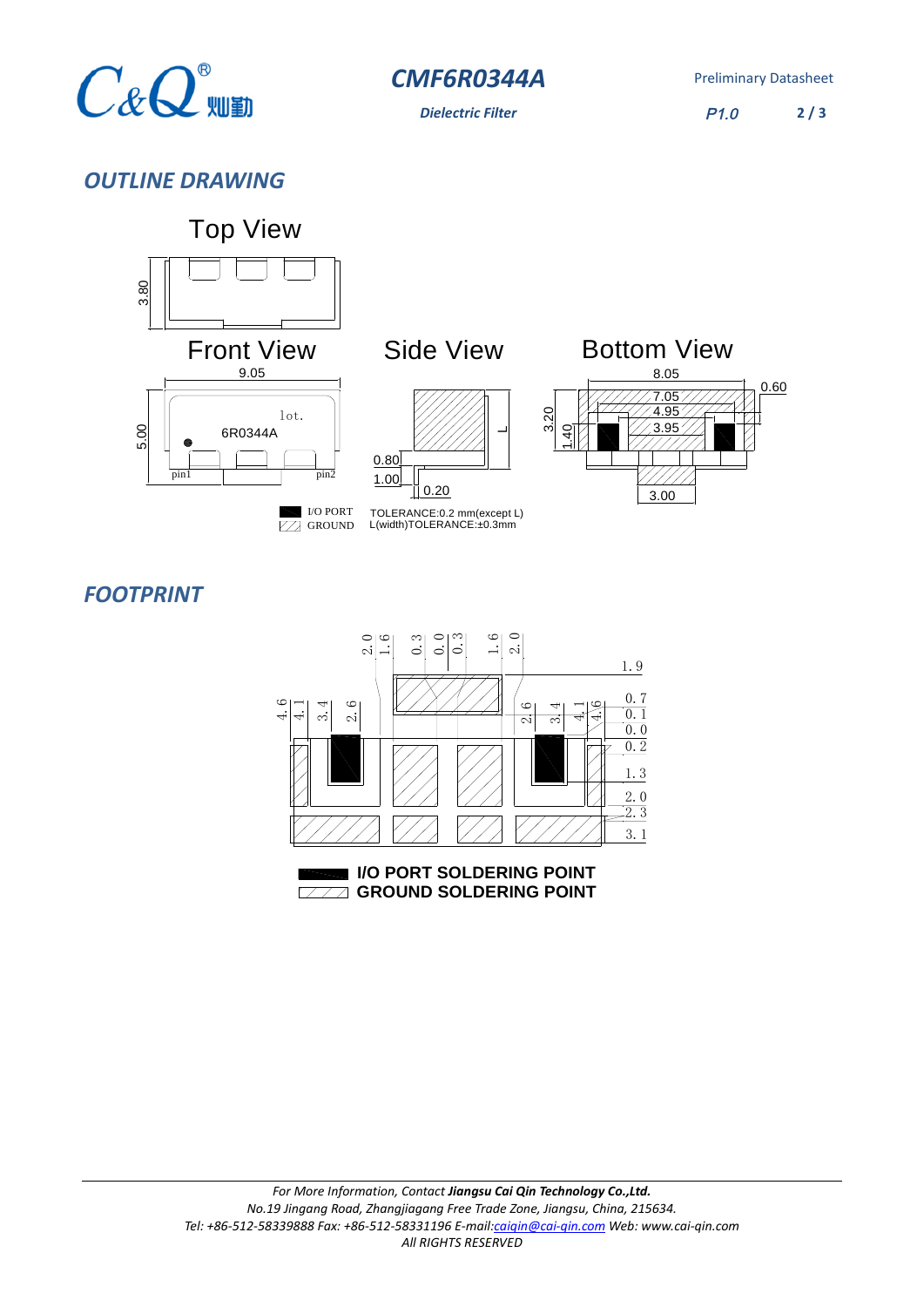## OUTLINE DRAWING

Top View

Front View

Side View

Bottom View

I/O PORT
GROUND

TOLERANCE:0.2 mm(except L)
L(width)TOLERANCE:±0.3mm

## FOOTPRINT

I/O PORT SOLDERING POINT
GROUND SOLDERING POINT

*For More Information, Contact **Jiangsu Cai Qin Technology Co.,Ltd.***
*No.19 Jingang Road, Zhangjiagang Free Trade Zone, Jiangsu, China, 215634.*
*Tel: +86-512-58339888 Fax: +86-512-58331196 E-mail:caiqin@cai-qin.com Web: www.cai-qin.com*
*All RIGHTS RESERVED*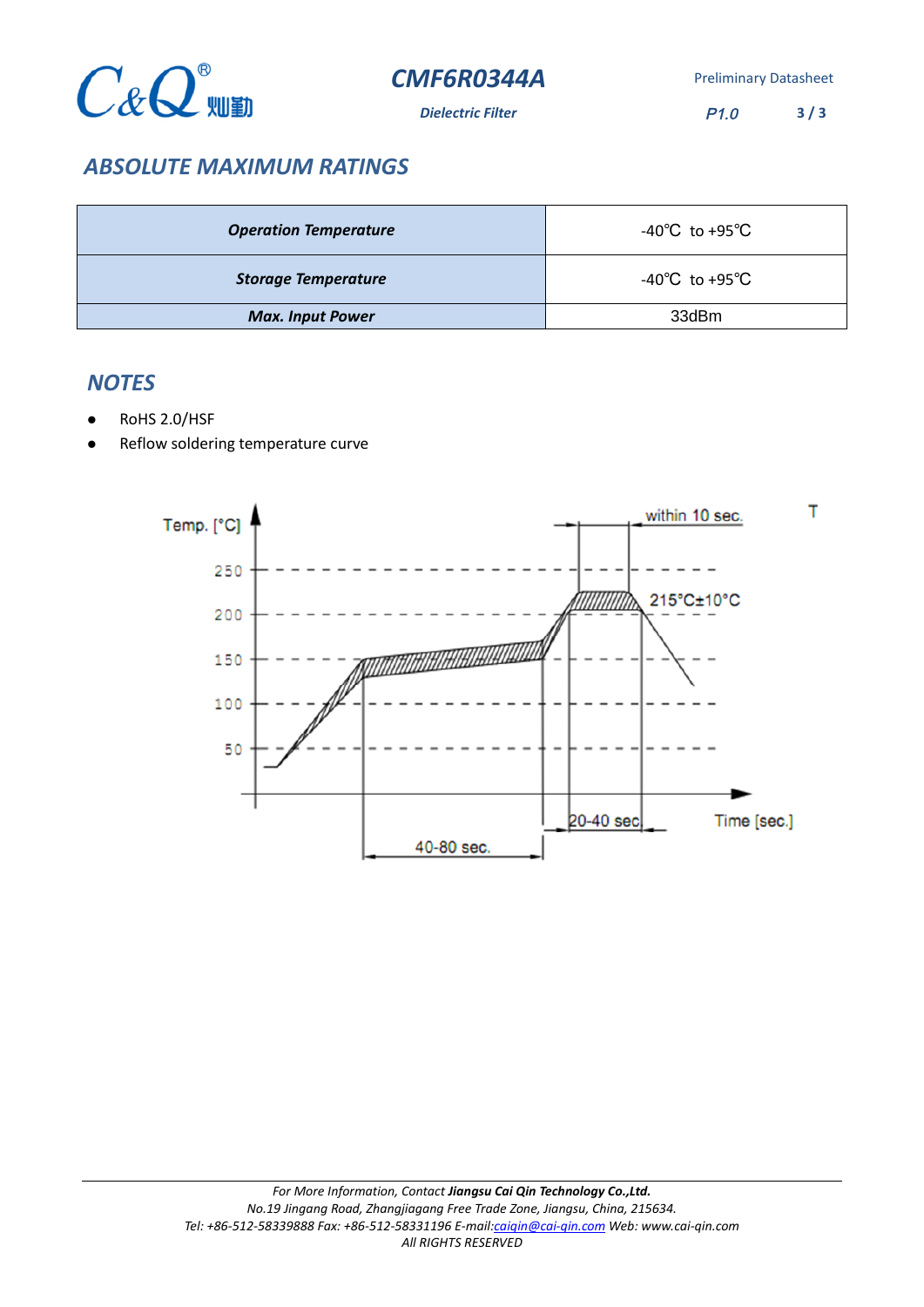## ABSOLUTE MAXIMUM RATINGS

| | |
|---|---|
| ***Operation Temperature*** | -40℃ to +95℃ |
| ***Storage Temperature*** | -40℃ to +95℃ |
| ***Max. Input Power*** | 33dBm |

## NOTES

- RoHS 2.0/HSF
- Reflow soldering temperature curve

Temp. [°C]

250

200

150

100

50

within 10 sec.

T

215°C±10°C

20-40 sec

40-80 sec.

Time [sec.]